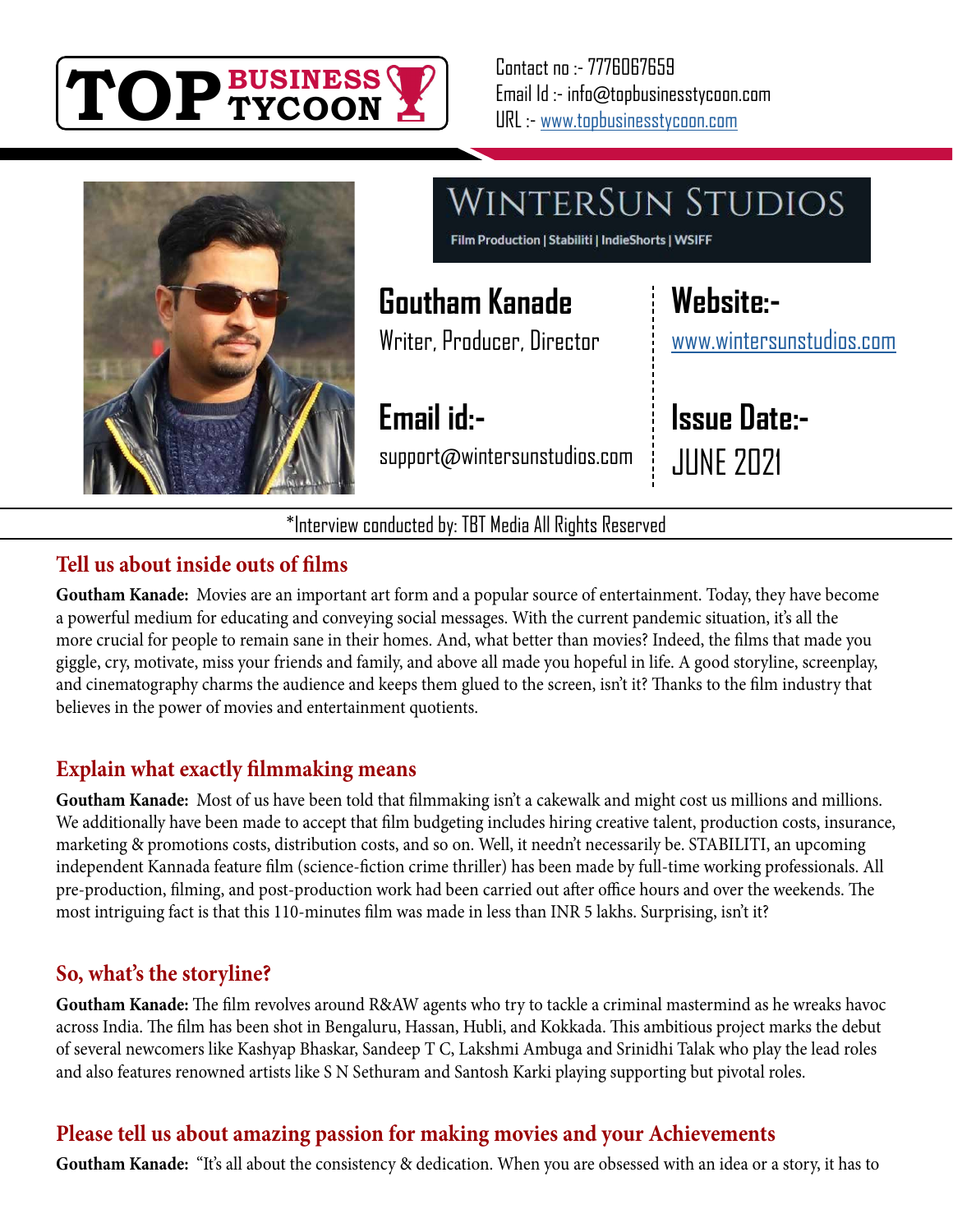TOP BUSINESS TYCOON

Contact no :- 7776067659
Email Id :- info@topbusinesstycoon.com
URL :- www.topbusinesstycoon.com

WINTERSUN STUDIOS
Film Production | Stabiliti | IndieShorts | WSIFF

**Goutham Kanade**
Writer, Producer, Director

**Email id:-**
support@wintersunstudios.com

**Website:-**
www.wintersunstudios.com

**Issue Date:-**
JUNE 2021

*Interview conducted by: TBT Media All Rights Reserved

## Tell us about inside outs of films

**Goutham Kanade:** Movies are an important art form and a popular source of entertainment. Today, they have become a powerful medium for educating and conveying social messages. With the current pandemic situation, it's all the more crucial for people to remain sane in their homes. And, what better than movies? Indeed, the films that made you giggle, cry, motivate, miss your friends and family, and above all made you hopeful in life. A good storyline, screenplay, and cinematography charms the audience and keeps them glued to the screen, isn't it? Thanks to the film industry that believes in the power of movies and entertainment quotients.

## Explain what exactly filmmaking means

**Goutham Kanade:** Most of us have been told that filmmaking isn't a cakewalk and might cost us millions and millions. We additionally have been made to accept that film budgeting includes hiring creative talent, production costs, insurance, marketing & promotions costs, distribution costs, and so on. Well, it needn't necessarily be. STABILITI, an upcoming independent Kannada feature film (science-fiction crime thriller) has been made by full-time working professionals. All pre-production, filming, and post-production work had been carried out after office hours and over the weekends. The most intriguing fact is that this 110-minutes film was made in less than INR 5 lakhs. Surprising, isn't it?

## So, what's the storyline?

**Goutham Kanade:** The film revolves around R&AW agents who try to tackle a criminal mastermind as he wreaks havoc across India. The film has been shot in Bengaluru, Hassan, Hubli, and Kokkada. This ambitious project marks the debut of several newcomers like Kashyap Bhaskar, Sandeep T C, Lakshmi Ambuga and Srinidhi Talak who play the lead roles and also features renowned artists like S N Sethuram and Santosh Karki playing supporting but pivotal roles.

## Please tell us about amazing passion for making movies and your Achievements

**Goutham Kanade:** "It's all about the consistency & dedication. When you are obsessed with an idea or a story, it has to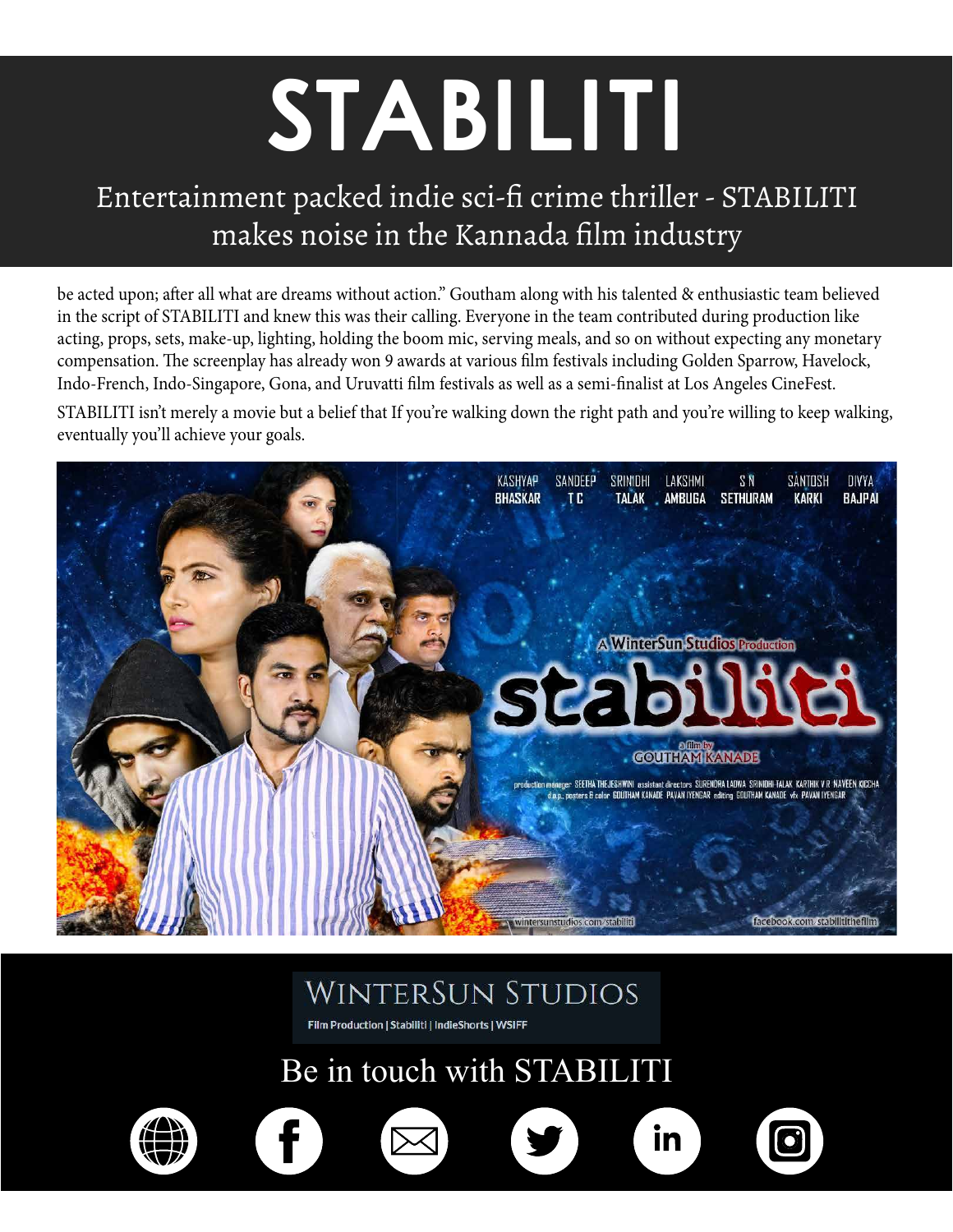# STABILITI

## Entertainment packed indie sci-fi crime thriller - STABILITI makes noise in the Kannada film industry

be acted upon; after all what are dreams without action." Goutham along with his talented & enthusiastic team believed in the script of STABILITI and knew this was their calling. Everyone in the team contributed during production like acting, props, sets, make-up, lighting, holding the boom mic, serving meals, and so on without expecting any monetary compensation. The screenplay has already won 9 awards at various film festivals including Golden Sparrow, Havelock, Indo-French, Indo-Singapore, Gona, and Uruvatti film festivals as well as a semi-finalist at Los Angeles CineFest.

STABILITI isn't merely a movie but a belief that If you're walking down the right path and you're willing to keep walking, eventually you'll achieve your goals.

KASHYAP BHASKAR SANDEEP T C SRINIDHI TALAK LAKSHMI AMBUGA S N SETHURAM SANTOSH KARKI DIVYA BAJPAI

A WinterSun Studios Production

stabiliti

a film by GOUTHAM KANADE

production manager SEETHA THEJESHWINI assistant directors SURENDRA LADWA SRINIDHI TALAK KARTHIK V R NAVEEN KICCHA d.o.p., posters & color GOUTHAM KANADE PAVAN IYENGAR editing GOUTHAM KANADE vfx PAVAN IYENGAR

wintersunstudios.com/stabiliti

facebook.com/stabilititheflim

WINTERSUN STUDIOS

Film Production | Stabiliti | IndieShorts | WSIFF

Be in touch with STABILITI